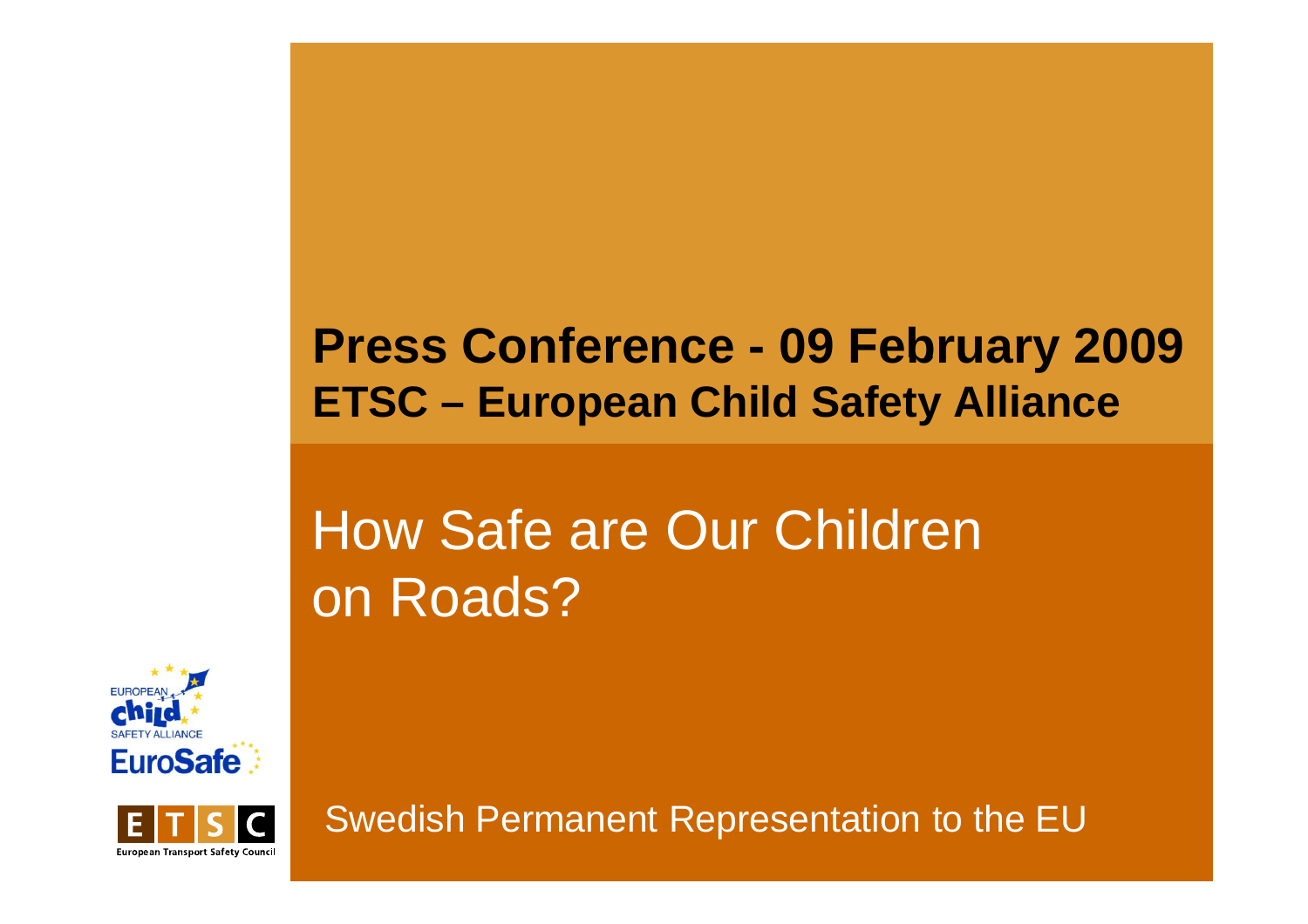**Press Conference - 09 February 2009**
**ETSC – European Child Safety Alliance**

# How Safe are Our Children on Roads?

EUROPEAN child SAFETY ALLIANCE EuroSafe

ETSC European Transport Safety Council

Swedish Permanent Representation to the EU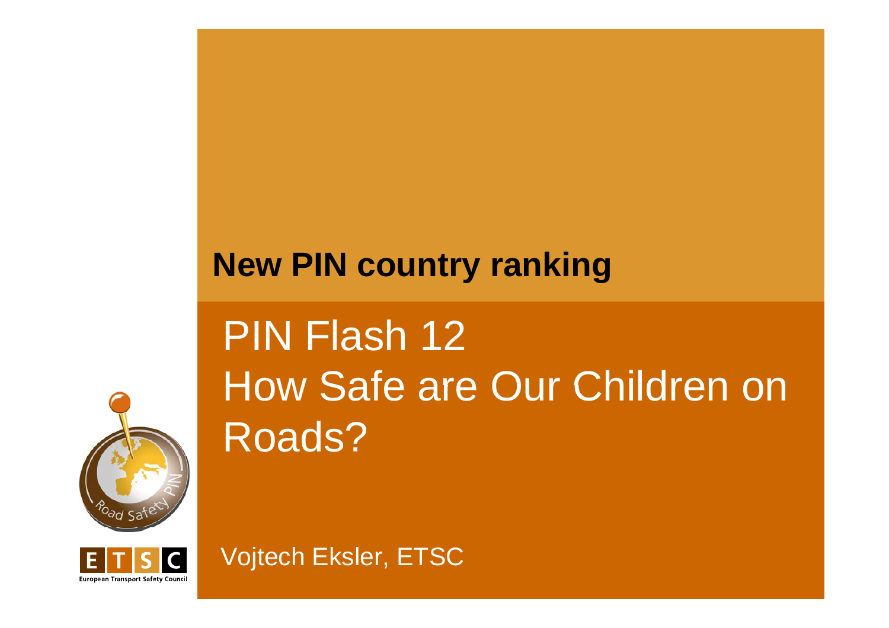## New PIN country ranking

# PIN Flash 12 How Safe are Our Children on Roads?

Vojtech Eksler, ETSC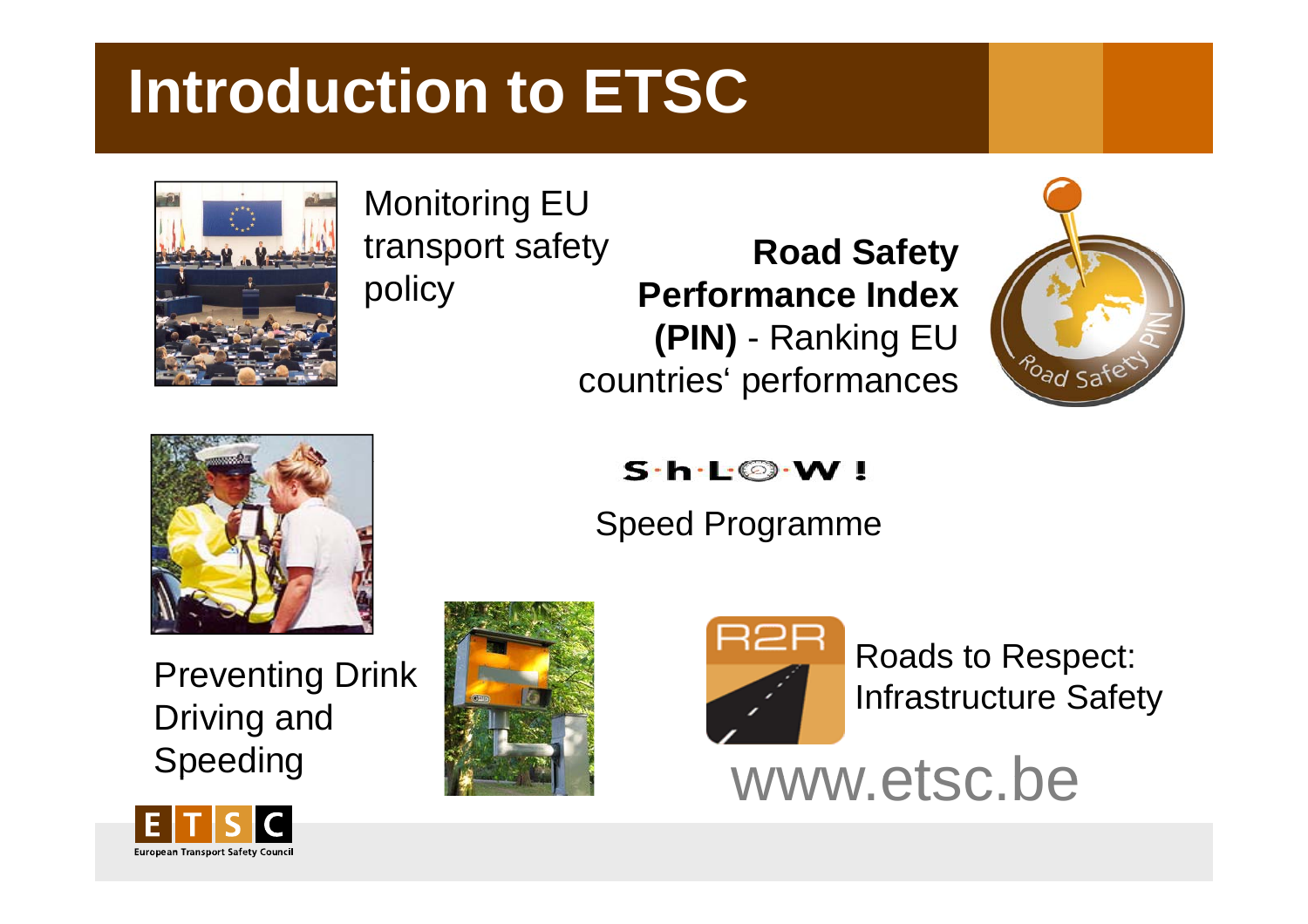# Introduction to ETSC

Monitoring EU transport safety policy

**Road Safety Performance Index (PIN)** - Ranking EU countries' performances

S·h·L·O·W !

Speed Programme

Preventing Drink Driving and Speeding

Roads to Respect: Infrastructure Safety

www.etsc.be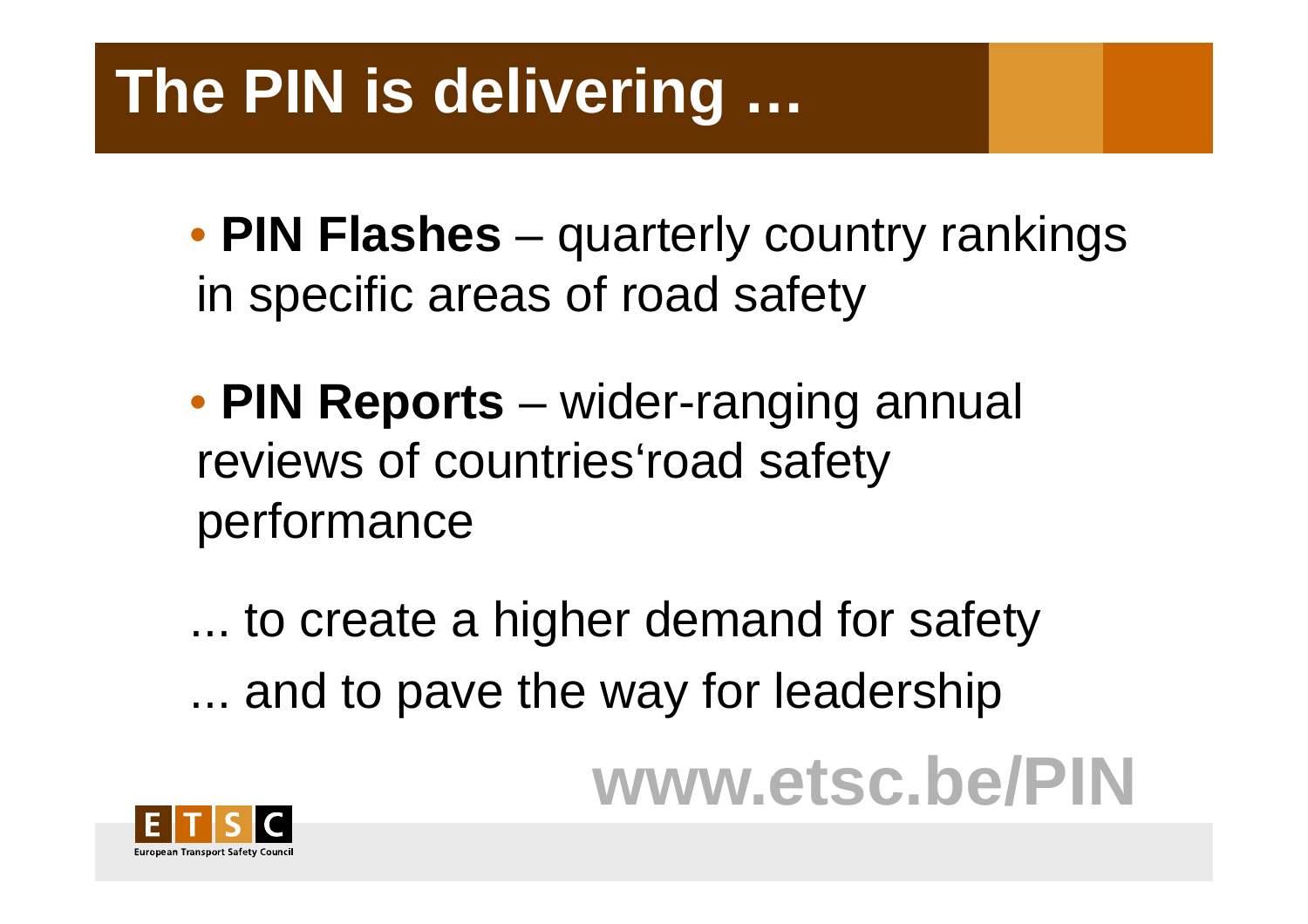# The PIN is delivering …

- **PIN Flashes** – quarterly country rankings in specific areas of road safety
- **PIN Reports** – wider-ranging annual reviews of countries'road safety performance

... to create a higher demand for safety

... and to pave the way for leadership

**www.etsc.be/PIN**

ETSC European Transport Safety Council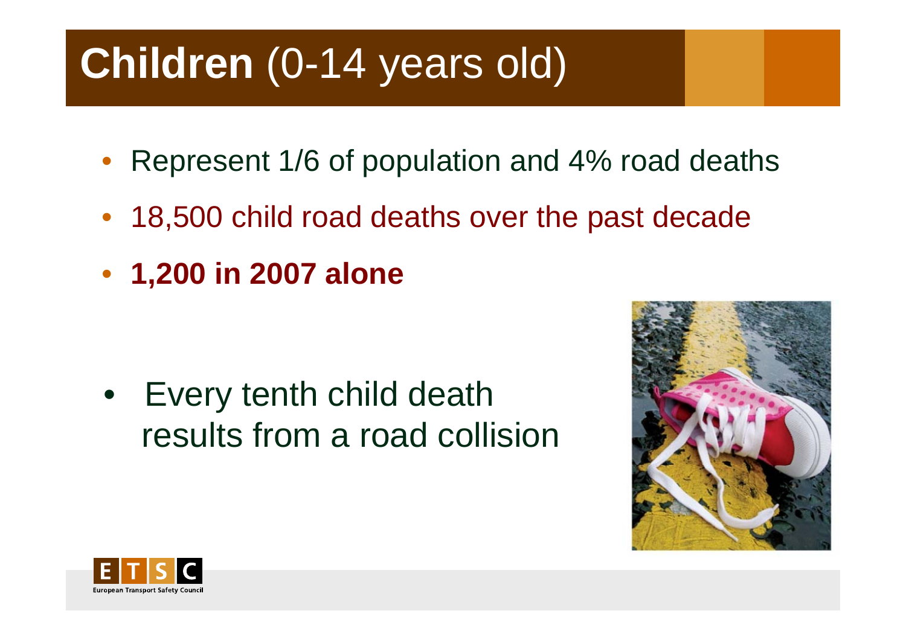# **Children** (0-14 years old)

- Represent 1/6 of population and 4% road deaths
- 18,500 child road deaths over the past decade
- **1,200 in 2007 alone**

- Every tenth child death results from a road collision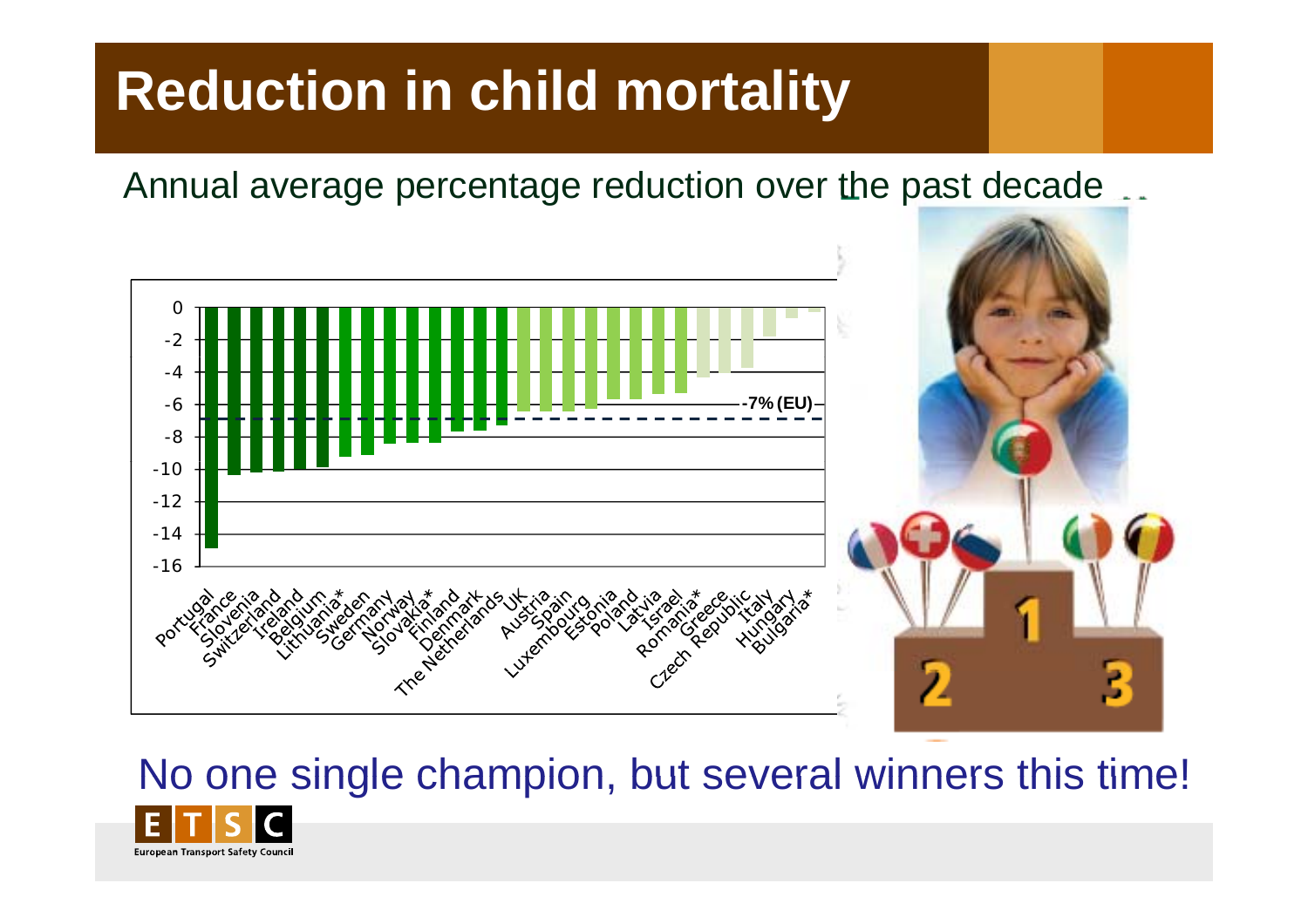# Reduction in child mortality

Annual average percentage reduction over the past decade

| Country | Annual average % reduction |
| --- | --- |
| Portugal | -14.9 |
| France | -10.4 |
| Slovenia | -10.2 |
| Switzerland | -10.2 |
| Ireland | -10.1 |
| Belgium | -9.9 |
| Lithuania* | -9.2 |
| Sweden | -9.1 |
| Germany | -8.4 |
| Norway | -8.4 |
| Slovakia* | -8.4 |
| Finland | -7.7 |
| Denmark | -7.6 |
| The Netherlands | -7.3 |
| UK | -6.5 |
| Austria | -6.5 |
| Spain | -6.5 |
| Luxembourg | -6.3 |
| Estonia | -5.7 |
| Poland | -5.7 |
| Latvia | -5.4 |
| Israel | -5.3 |
| Romania* | -4.3 |
| Greece | -4.1 |
| Czech Republic | -3.8 |
| Italy | -1.8 |
| Hungary | -0.6 |
| Bulgaria* | -0.3 |

-7% (EU)

No one single champion, but several winners this time!

European Transport Safety Council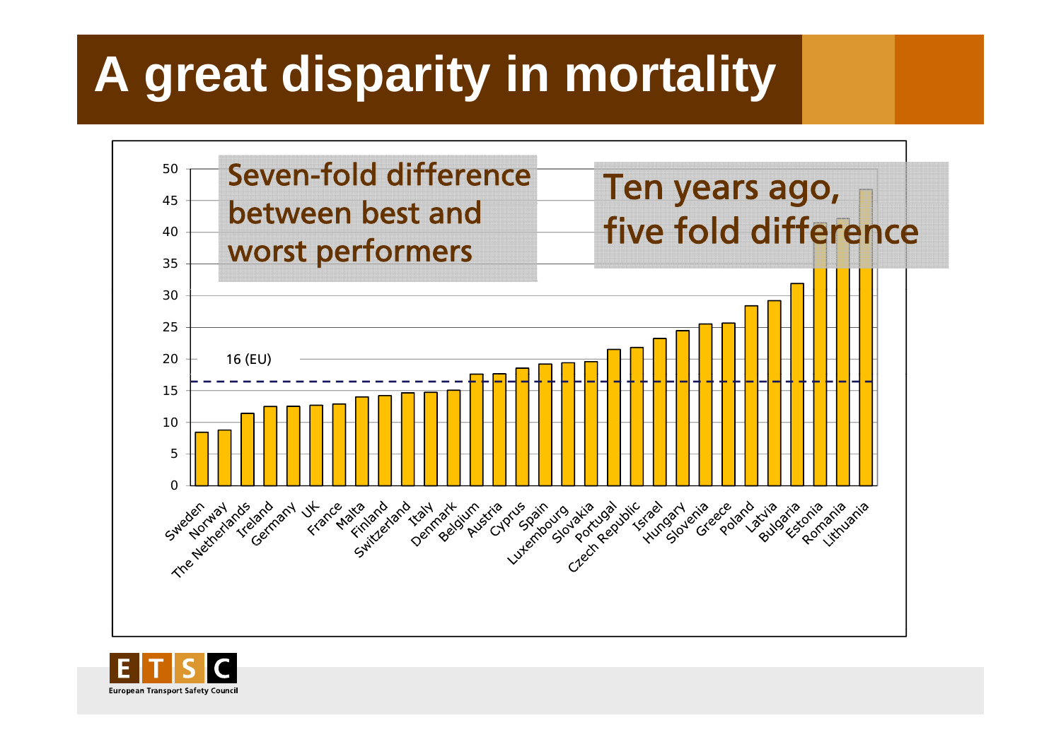# A great disparity in mortality

Seven-fold difference between best and worst performers

Ten years ago, five fold difference

16 (EU)

Sweden, Norway, The Netherlands, Ireland, Germany, UK, France, Malta, Finland, Switzerland, Italy, Denmark, Belgium, Austria, Cyprus, Spain, Luxembourg, Slovakia, Portugal, Czech Republic, Israel, Hungary, Slovenia, Greece, Poland, Latvia, Bulgaria, Estonia, Romania, Lithuania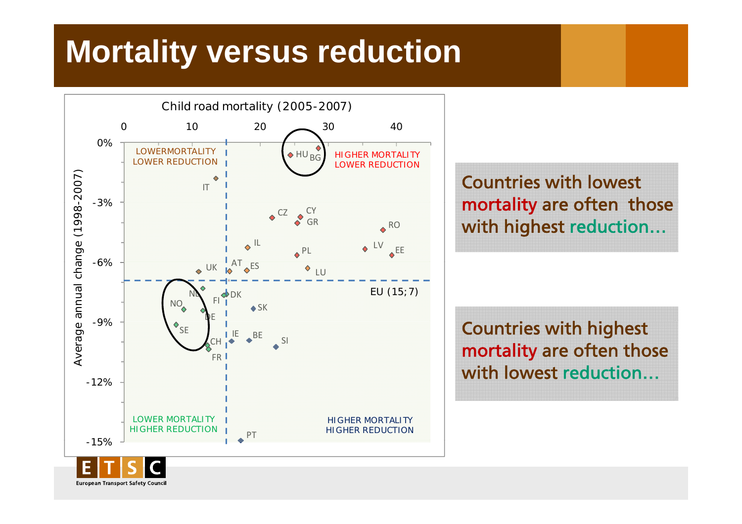# Mortality versus reduction

Child road mortality (2005-2007)

Average annual change (1998-2007)

LOWERMORTALITY LOWER REDUCTION

HIGHER MORTALITY LOWER REDUCTION

LOWER MORTALITY HIGHER REDUCTION

HIGHER MORTALITY HIGHER REDUCTION

EU (15;7)

Countries with lowest mortality are often those with highest reduction…

Countries with highest mortality are often those with lowest reduction…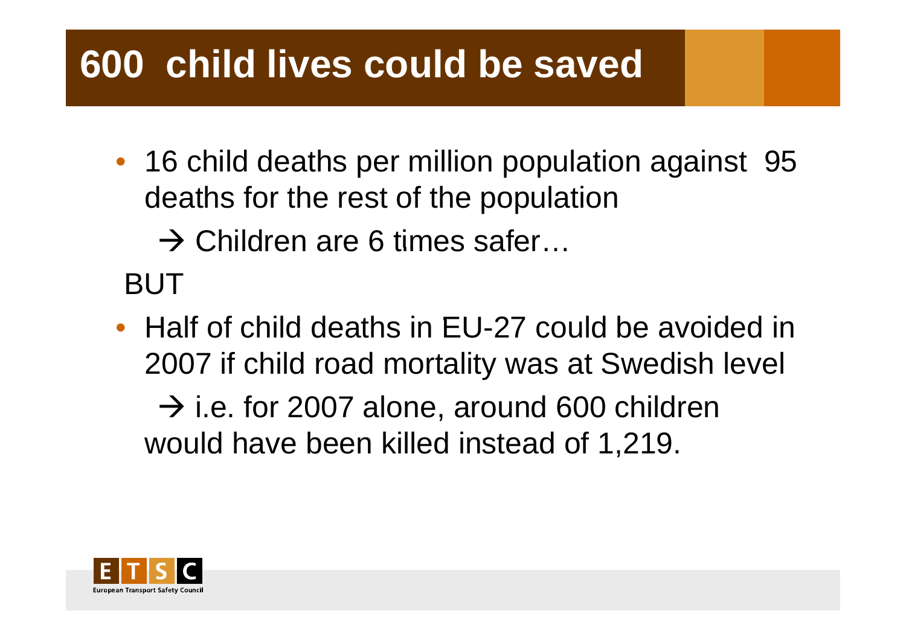# 600 child lives could be saved

- 16 child deaths per million population against 95 deaths for the rest of the population

  → Children are 6 times safer…

BUT

- Half of child deaths in EU-27 could be avoided in 2007 if child road mortality was at Swedish level

  → i.e. for 2007 alone, around 600 children would have been killed instead of 1,219.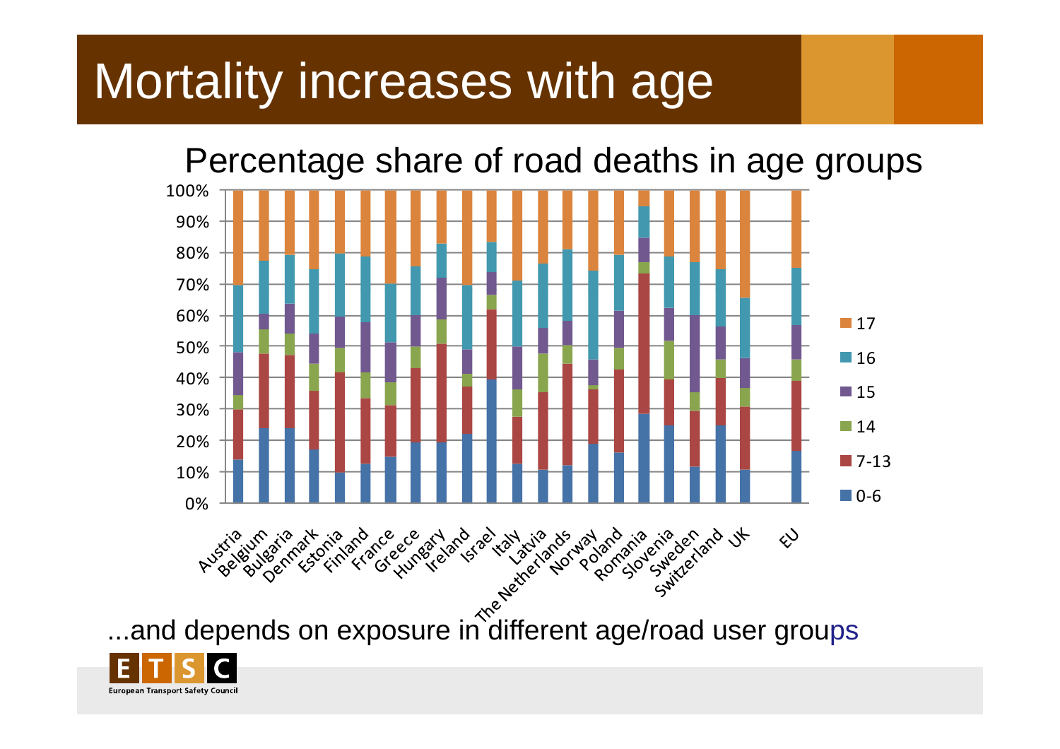# Mortality increases with age

## Percentage share of road deaths in age groups

Legend: 17, 16, 15, 14, 7-13, 0-6

Countries: Austria, Belgium, Bulgaria, Denmark, Estonia, Finland, France, Greece, Hungary, Ireland, Israel, Italy, Latvia, The Netherlands, Norway, Poland, Romania, Slovenia, Sweden, Switzerland, UK, EU

...and depends on exposure in different age/road user groups

European Transport Safety Council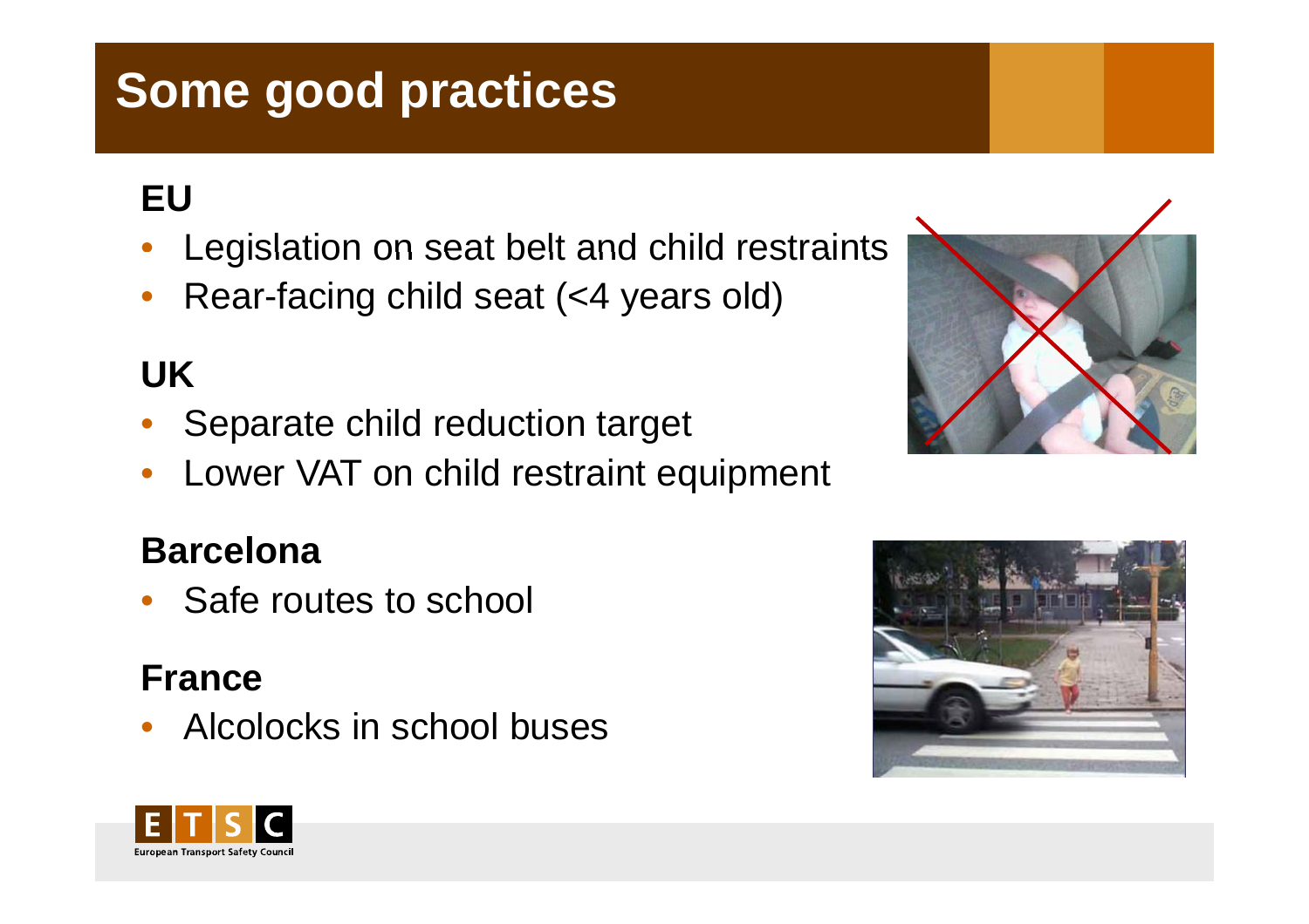# Some good practices

**EU**

- Legislation on seat belt and child restraints
- Rear-facing child seat (<4 years old)

**UK**

- Separate child reduction target
- Lower VAT on child restraint equipment

**Barcelona**

- Safe routes to school

**France**

- Alcolocks in school buses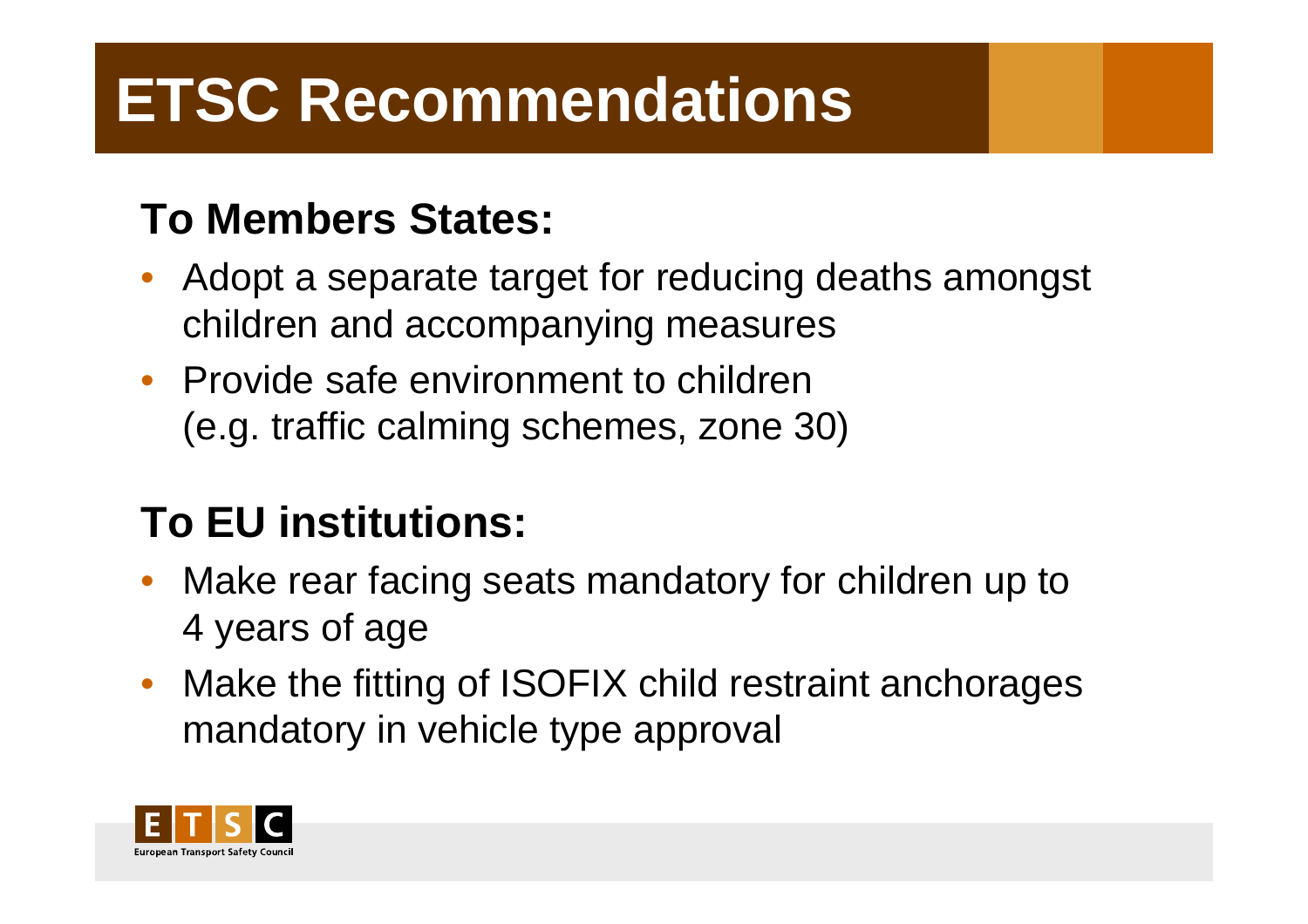# ETSC Recommendations

## To Members States:

- Adopt a separate target for reducing deaths amongst children and accompanying measures
- Provide safe environment to children (e.g. traffic calming schemes, zone 30)

## To EU institutions:

- Make rear facing seats mandatory for children up to 4 years of age
- Make the fitting of ISOFIX child restraint anchorages mandatory in vehicle type approval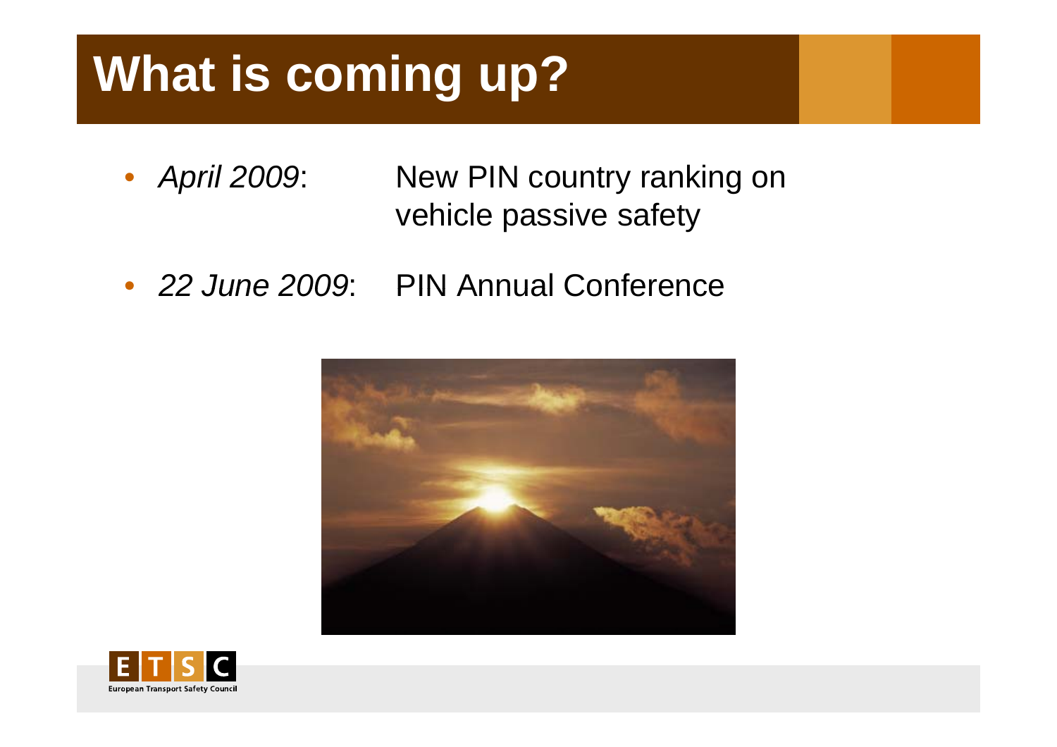# What is coming up?

- *April 2009*: New PIN country ranking on vehicle passive safety
- *22 June 2009*: PIN Annual Conference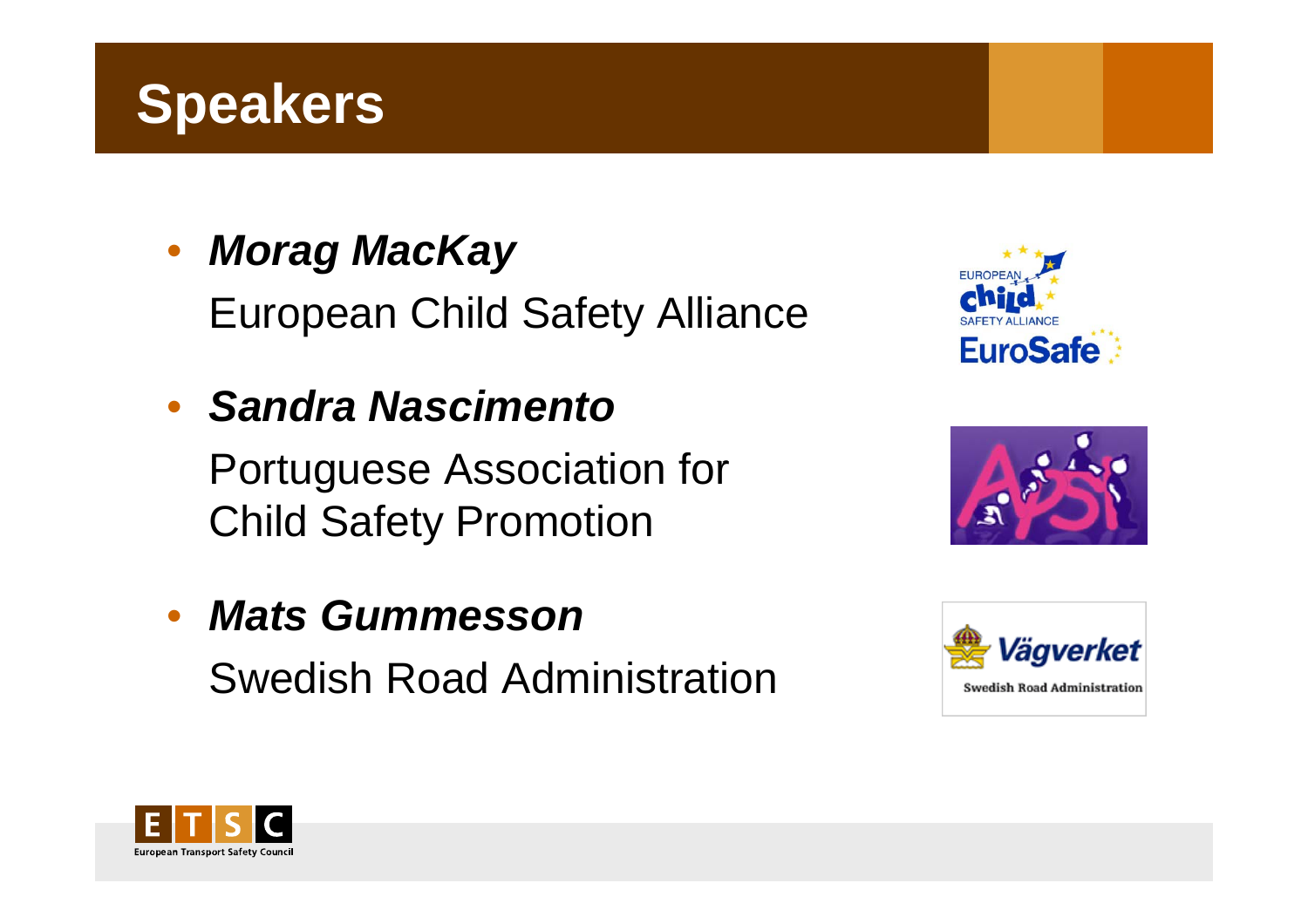# Speakers

- ***Morag MacKay***
  European Child Safety Alliance

- ***Sandra Nascimento***
  Portuguese Association for Child Safety Promotion

- ***Mats Gummesson***
  Swedish Road Administration